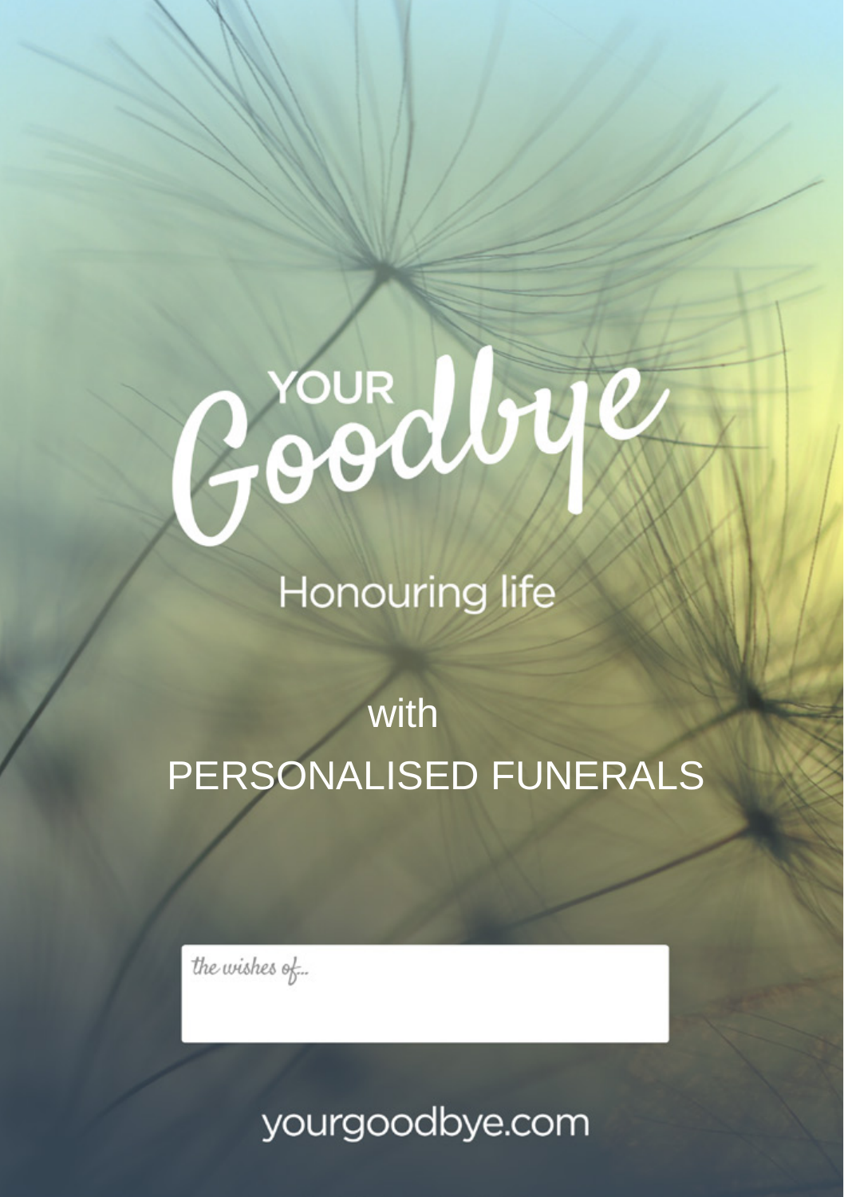# YOUR Goodbye

## Honouring life

## with PERSONALISED FUNERALS

*the wishes of...*

yourgoodbye.com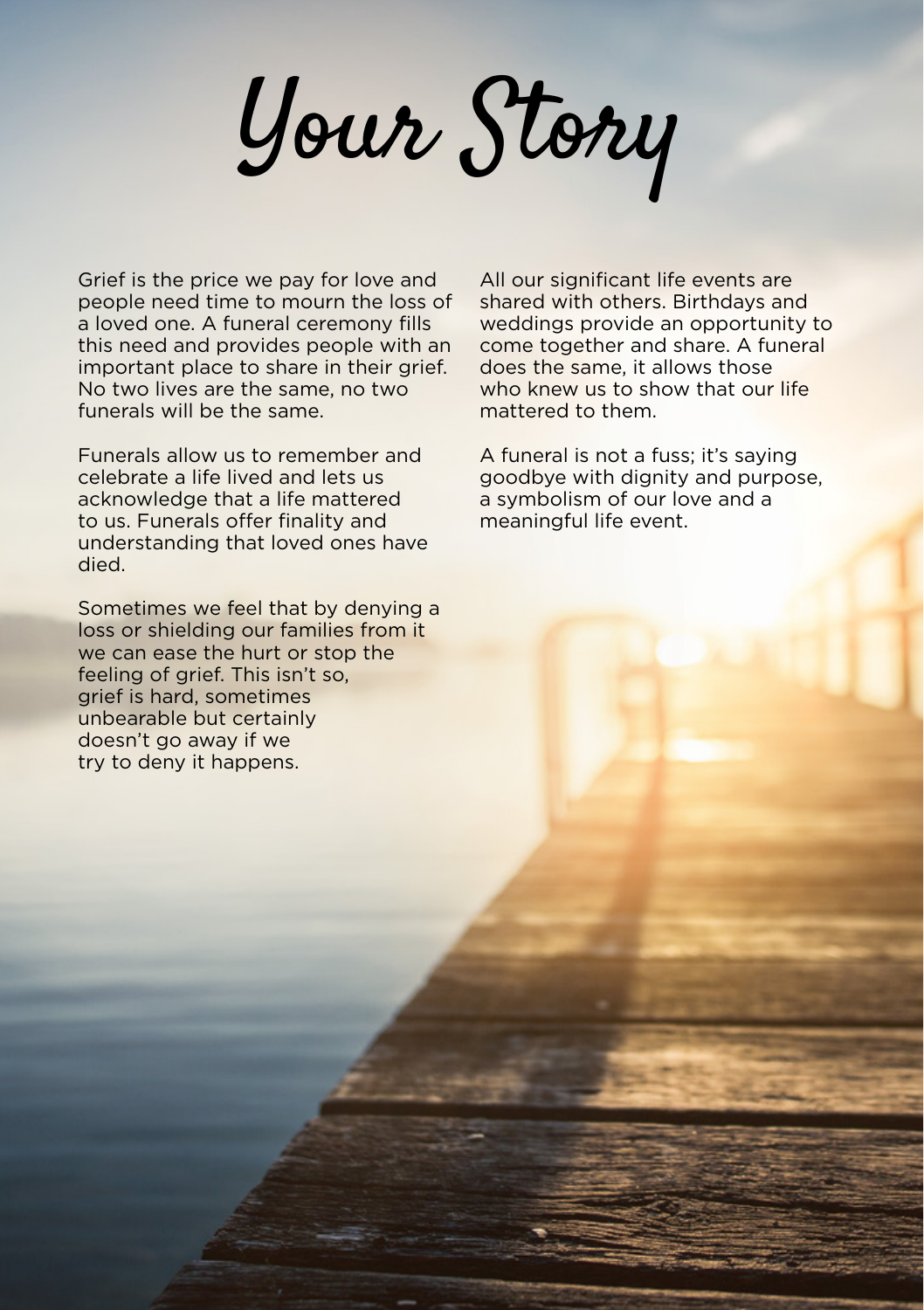# Your Story

Grief is the price we pay for love and people need time to mourn the loss of a loved one. A funeral ceremony fills this need and provides people with an important place to share in their grief. No two lives are the same, no two funerals will be the same.

Funerals allow us to remember and celebrate a life lived and lets us acknowledge that a life mattered to us. Funerals offer finality and understanding that loved ones have died.

Sometimes we feel that by denying a loss or shielding our families from it we can ease the hurt or stop the feeling of grief. This isn't so, grief is hard, sometimes unbearable but certainly doesn't go away if we try to deny it happens.

All our significant life events are shared with others. Birthdays and weddings provide an opportunity to come together and share. A funeral does the same, it allows those who knew us to show that our life mattered to them.

A funeral is not a fuss; it's saying goodbye with dignity and purpose, a symbolism of our love and a meaningful life event.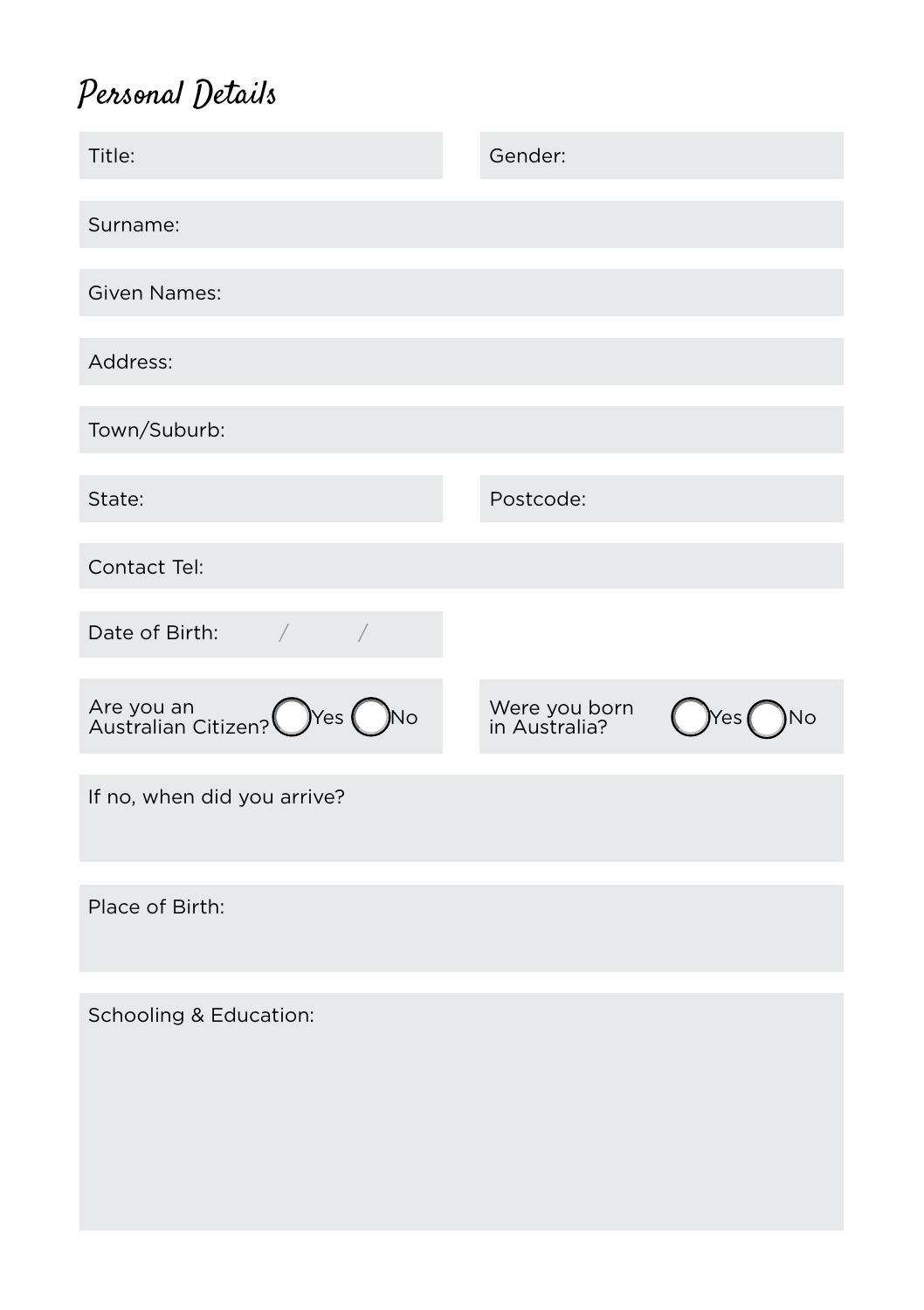# Personal Details

Title:

Gender:

Surname:

Given Names:

Address:

Town/Suburb:

State:

Postcode:

Contact Tel:

Date of Birth: / /

Are you an Australian Citizen? ◯ Yes ◯ No

Were you born in Australia? ◯ Yes ◯ No

If no, when did you arrive?

Place of Birth:

Schooling & Education: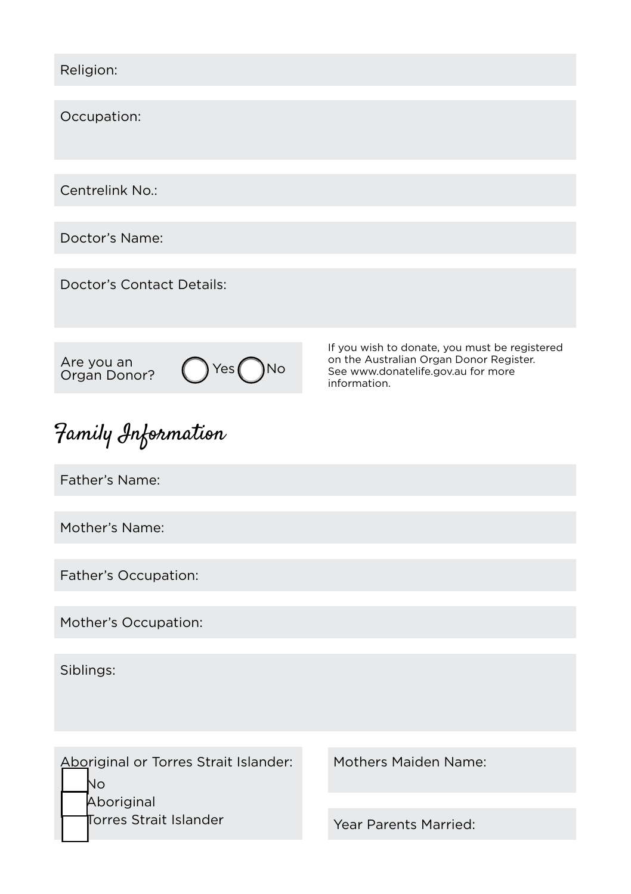Religion:

Occupation:

Centrelink No.:

Doctor's Name:

Doctor's Contact Details:

Are you an Organ Donor? ◯ Yes ◯ No

If you wish to donate, you must be registered on the Australian Organ Donor Register. See www.donatelife.gov.au for more information.

## Family Information

Father's Name:

Mother's Name:

Father's Occupation:

Mother's Occupation:

Siblings:

Aboriginal or Torres Strait Islander:

- ☐ No
- ☐ Aboriginal
- ☐ Torres Strait Islander

Mothers Maiden Name:

Year Parents Married: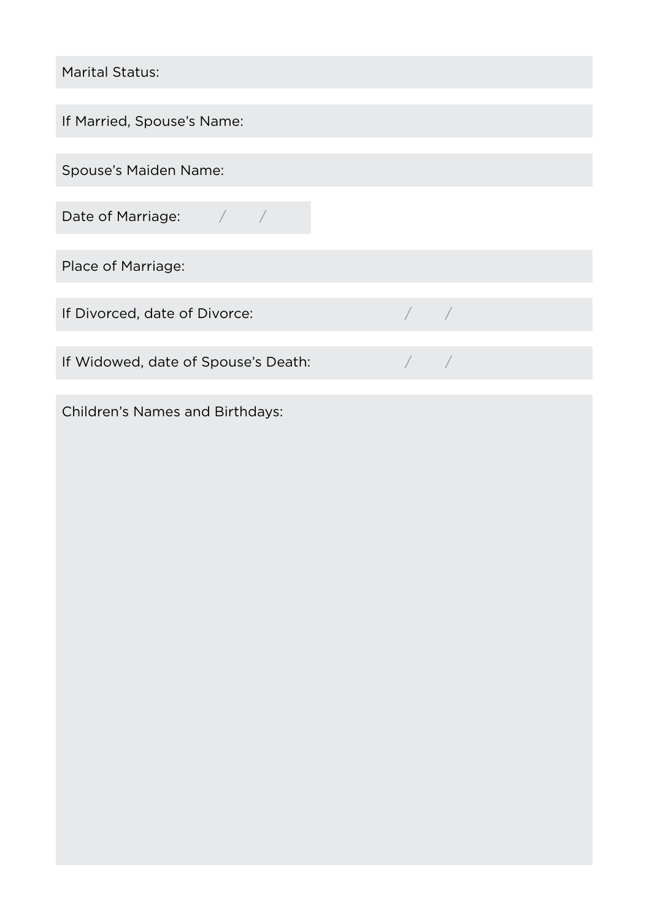Marital Status:

If Married, Spouse's Name:

Spouse's Maiden Name:

Date of Marriage: / /

Place of Marriage:

If Divorced, date of Divorce: / /

If Widowed, date of Spouse's Death: / /

Children's Names and Birthdays: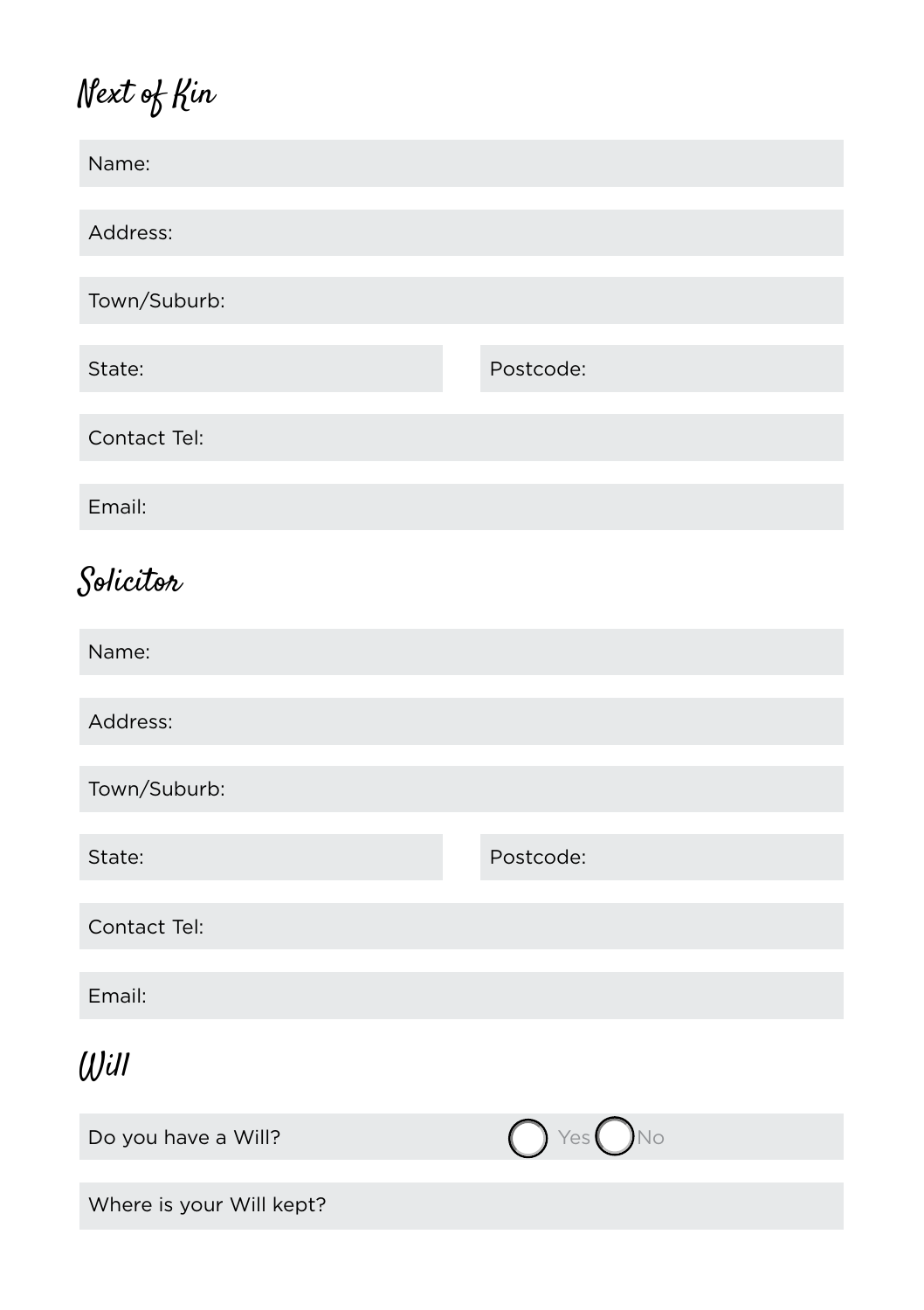## Next of Kin

Name:

Address:

Town/Suburb:

State: Postcode:

Contact Tel:

Email:

## Solicitor

Name:

Address:

Town/Suburb:

State: Postcode:

Contact Tel:

Email:

## Will

Do you have a Will? ○ Yes ○ No

Where is your Will kept?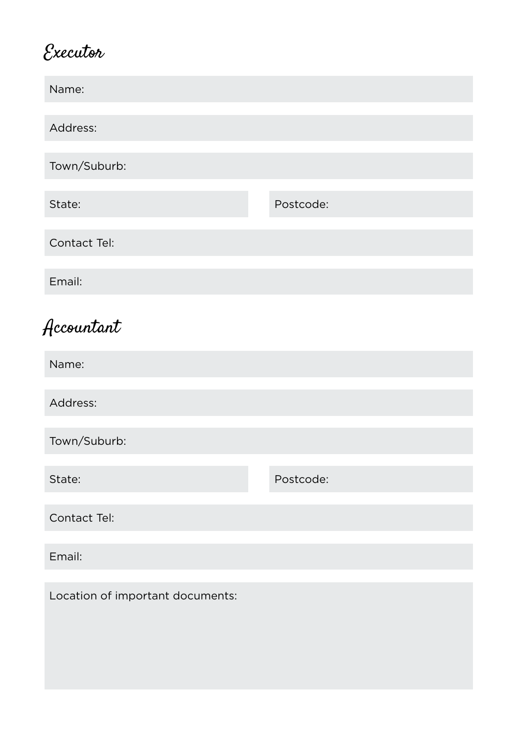## Executor

Name:

Address:

Town/Suburb:

State: | Postcode:

Contact Tel:

Email:

## Accountant

Name:

Address:

Town/Suburb:

State: | Postcode:

Contact Tel:

Email:

Location of important documents: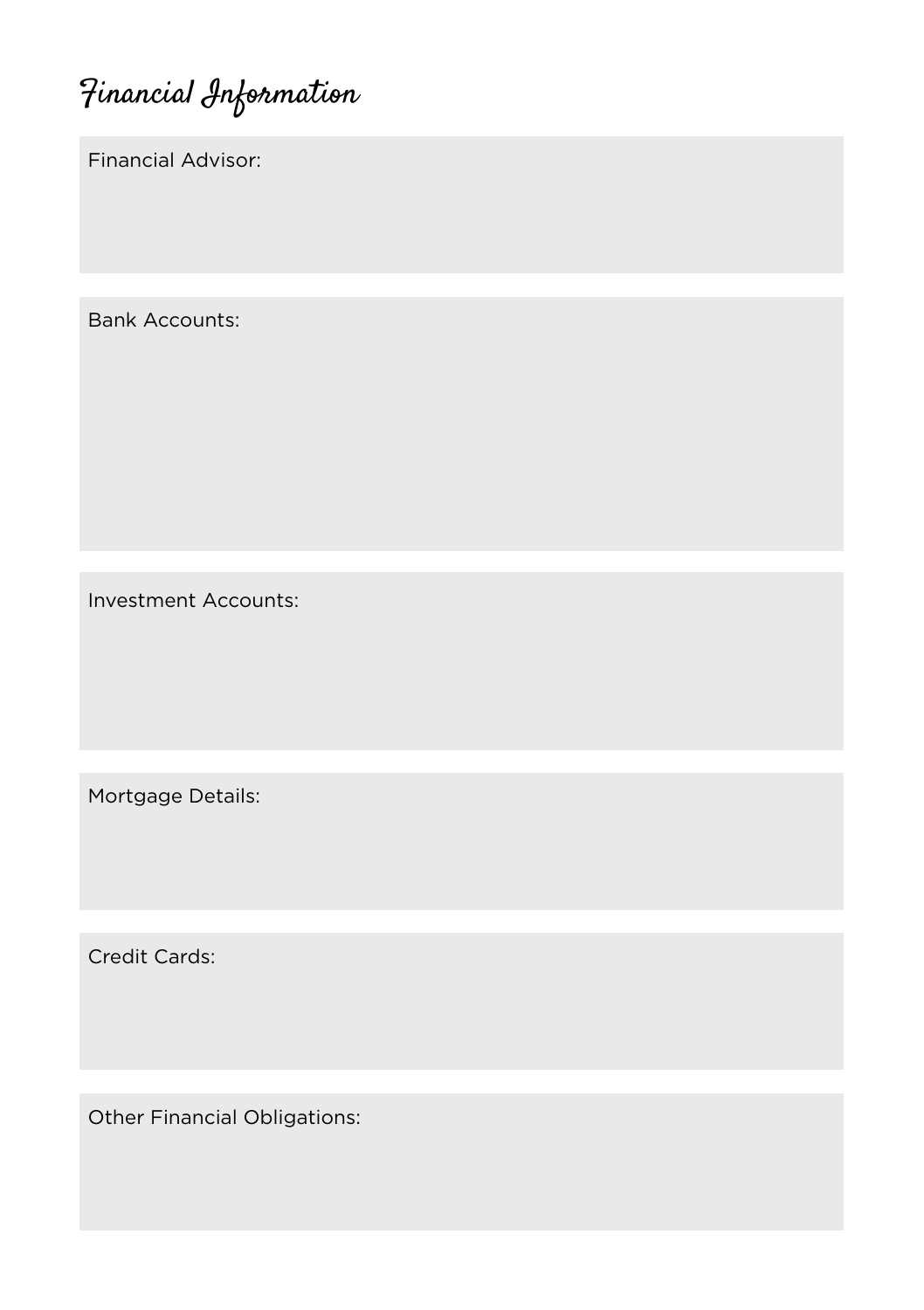# Financial Information

Financial Advisor:

Bank Accounts:

Investment Accounts:

Mortgage Details:

Credit Cards:

Other Financial Obligations: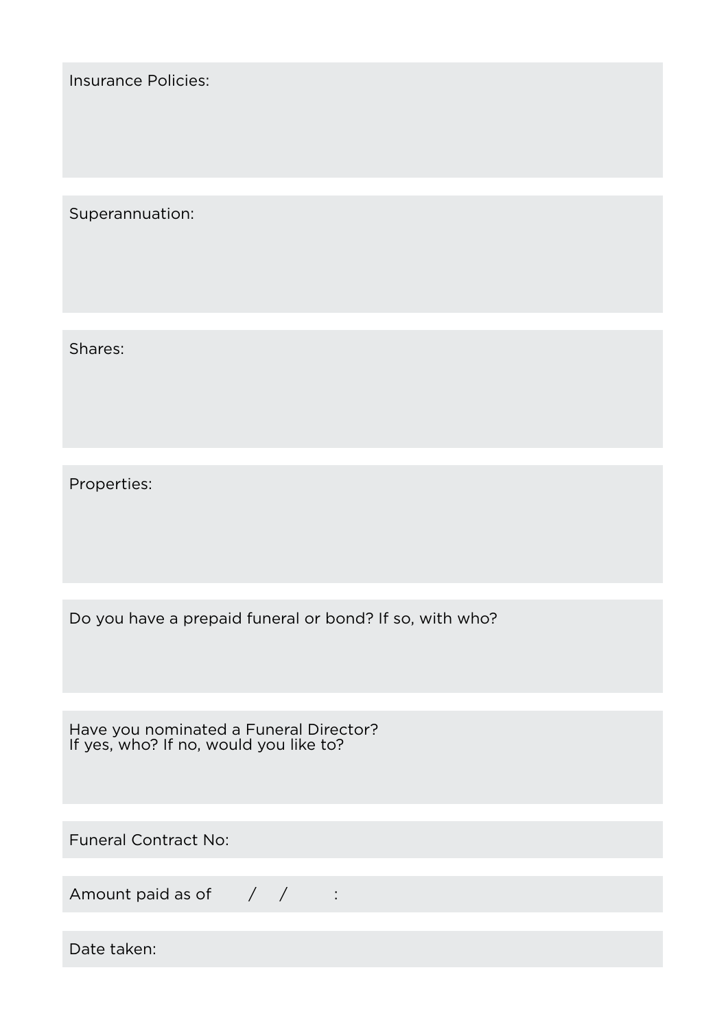Insurance Policies:

Superannuation:

Shares:

Properties:

Do you have a prepaid funeral or bond? If so, with who?

Have you nominated a Funeral Director?
If yes, who? If no, would you like to?

Funeral Contract No:

Amount paid as of / / :

Date taken: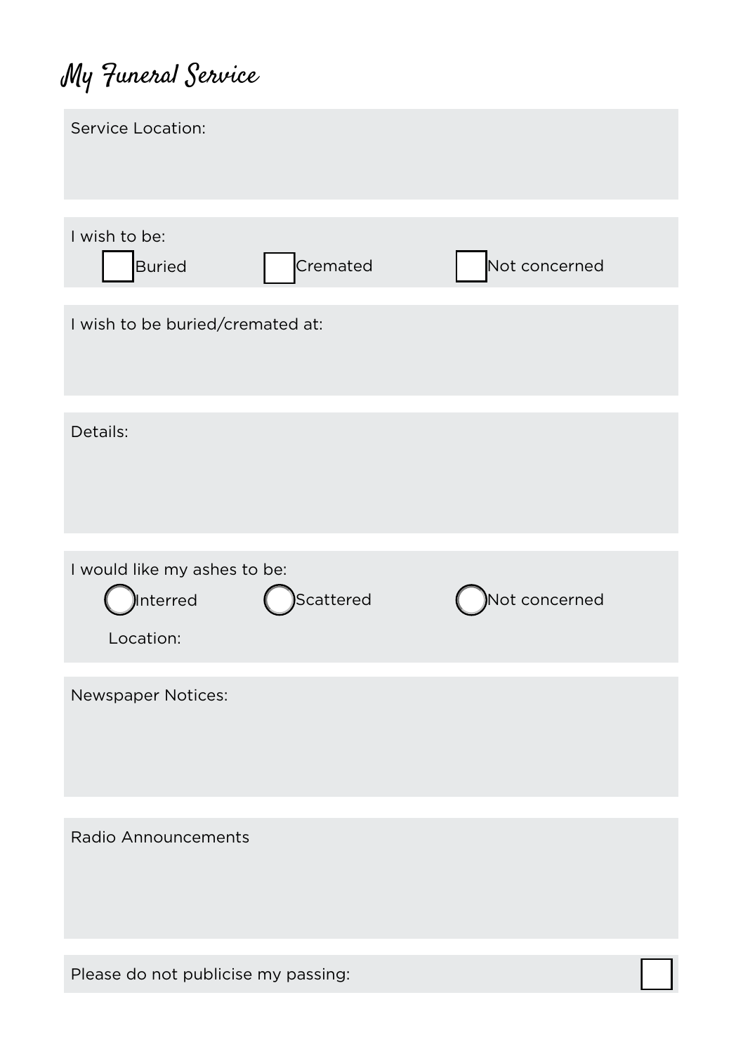# My Funeral Service

Service Location:

I wish to be:

☐ Buried ☐ Cremated ☐ Not concerned

I wish to be buried/cremated at:

Details:

I would like my ashes to be:

○ Interred ○ Scattered ○ Not concerned

Location:

Newspaper Notices:

Radio Announcements

Please do not publicise my passing: ☐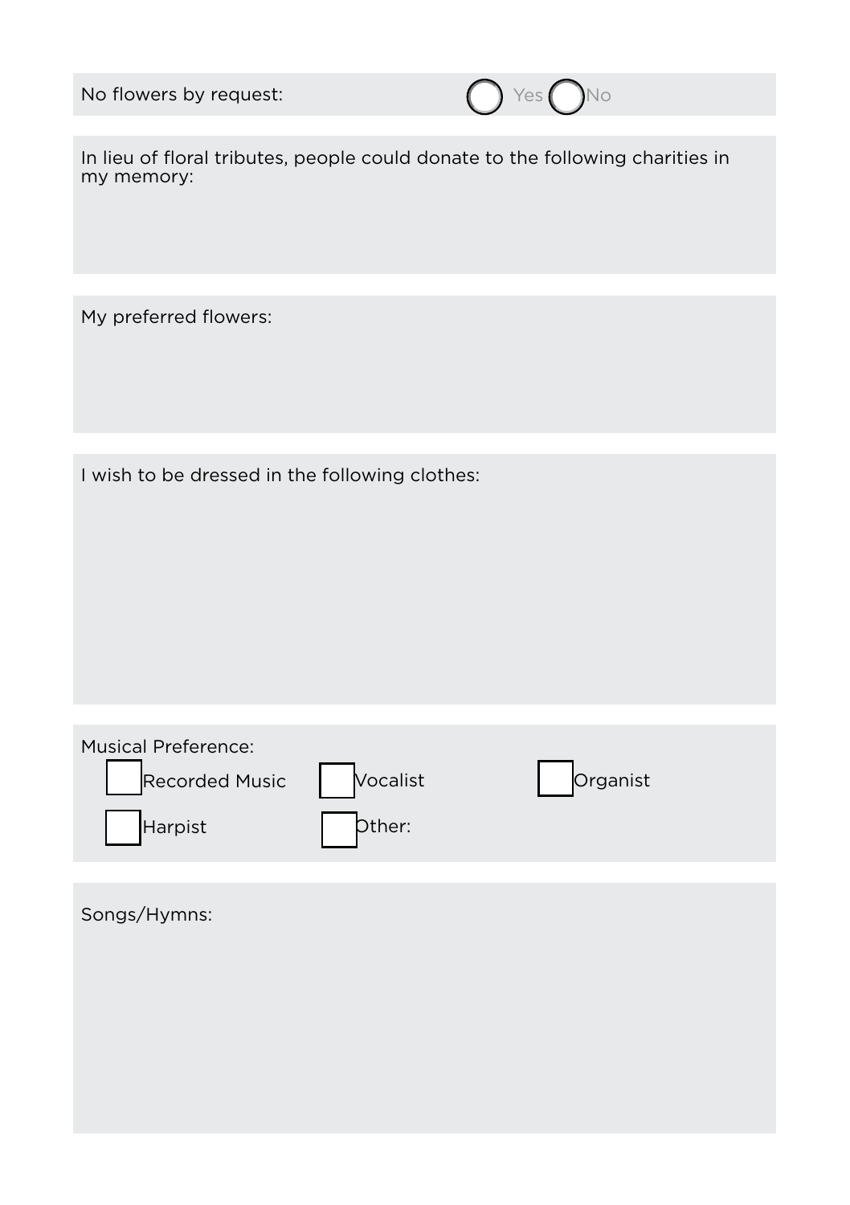No flowers by request: ◯ Yes ◯ No

In lieu of floral tributes, people could donate to the following charities in my memory:

My preferred flowers:

I wish to be dressed in the following clothes:

Musical Preference:

- ☐ Recorded Music
- ☐ Vocalist
- ☐ Organist
- ☐ Harpist
- ☐ Other:

Songs/Hymns: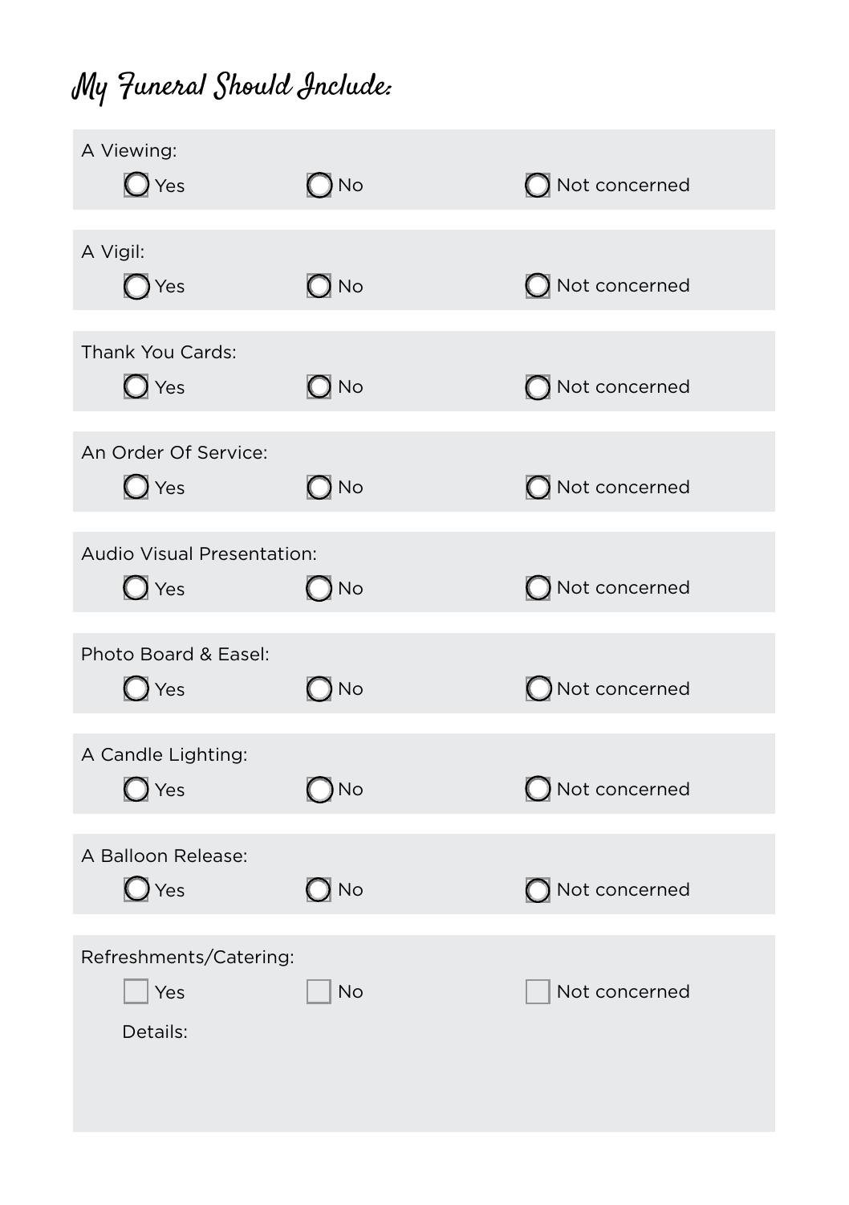# My Funeral Should Include:

A Viewing:

- ○ Yes
- ○ No
- ○ Not concerned

A Vigil:

- ○ Yes
- ○ No
- ○ Not concerned

Thank You Cards:

- ○ Yes
- ○ No
- ○ Not concerned

An Order Of Service:

- ○ Yes
- ○ No
- ○ Not concerned

Audio Visual Presentation:

- ○ Yes
- ○ No
- ○ Not concerned

Photo Board & Easel:

- ○ Yes
- ○ No
- ○ Not concerned

A Candle Lighting:

- ○ Yes
- ○ No
- ○ Not concerned

A Balloon Release:

- ○ Yes
- ○ No
- ○ Not concerned

Refreshments/Catering:

- ☐ Yes
- ☐ No
- ☐ Not concerned

Details: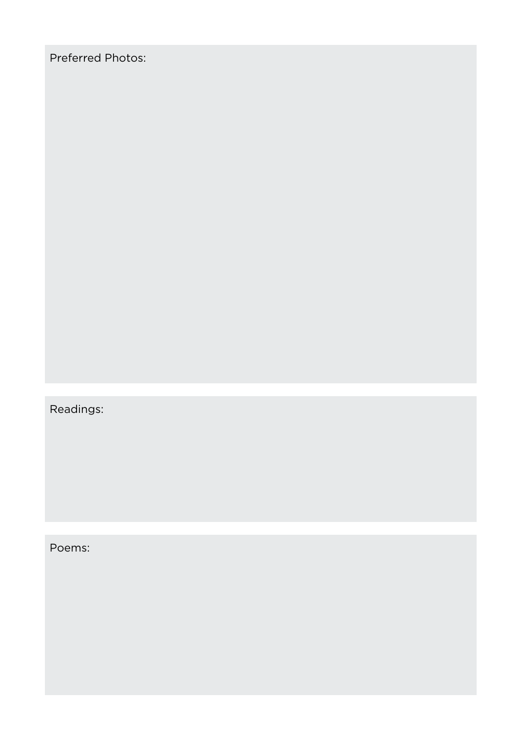Preferred Photos:

Readings:

Poems: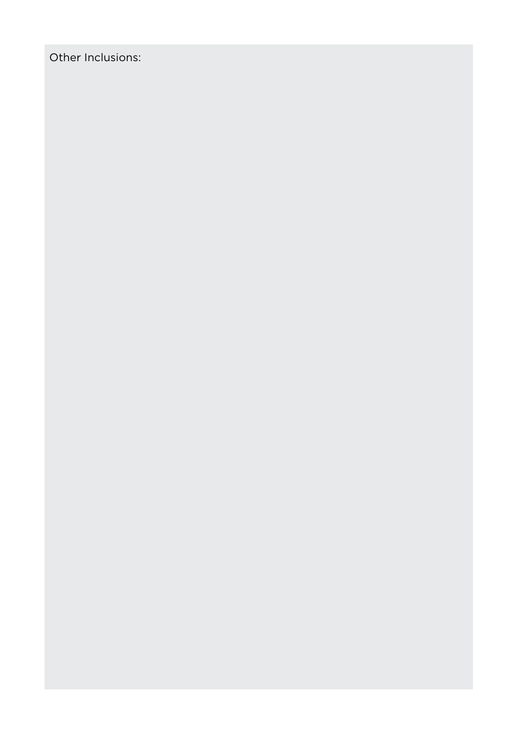Other Inclusions: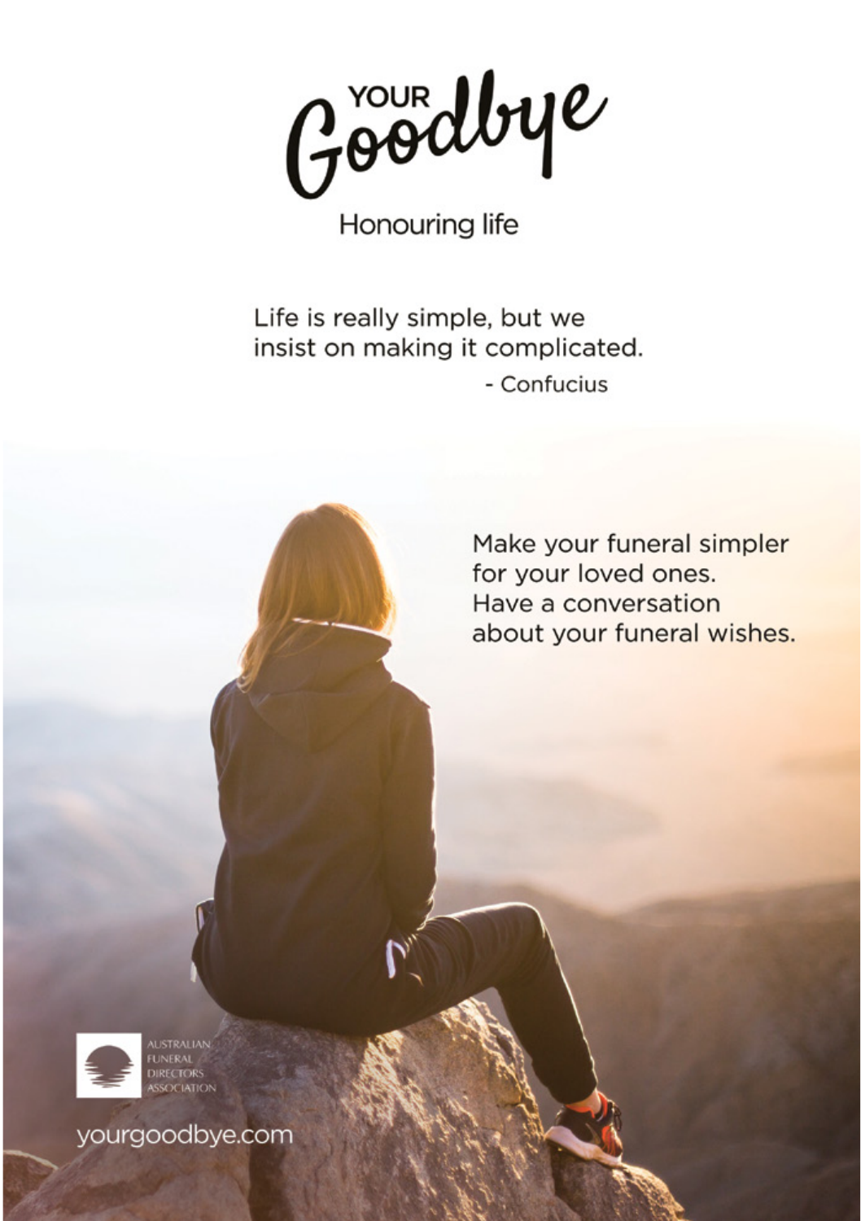# YOUR Goodbye

Honouring life

Life is really simple, but we insist on making it complicated.

- Confucius

Make your funeral simpler for your loved ones.
Have a conversation about your funeral wishes.

AUSTRALIAN FUNERAL DIRECTORS ASSOCIATION

yourgoodbye.com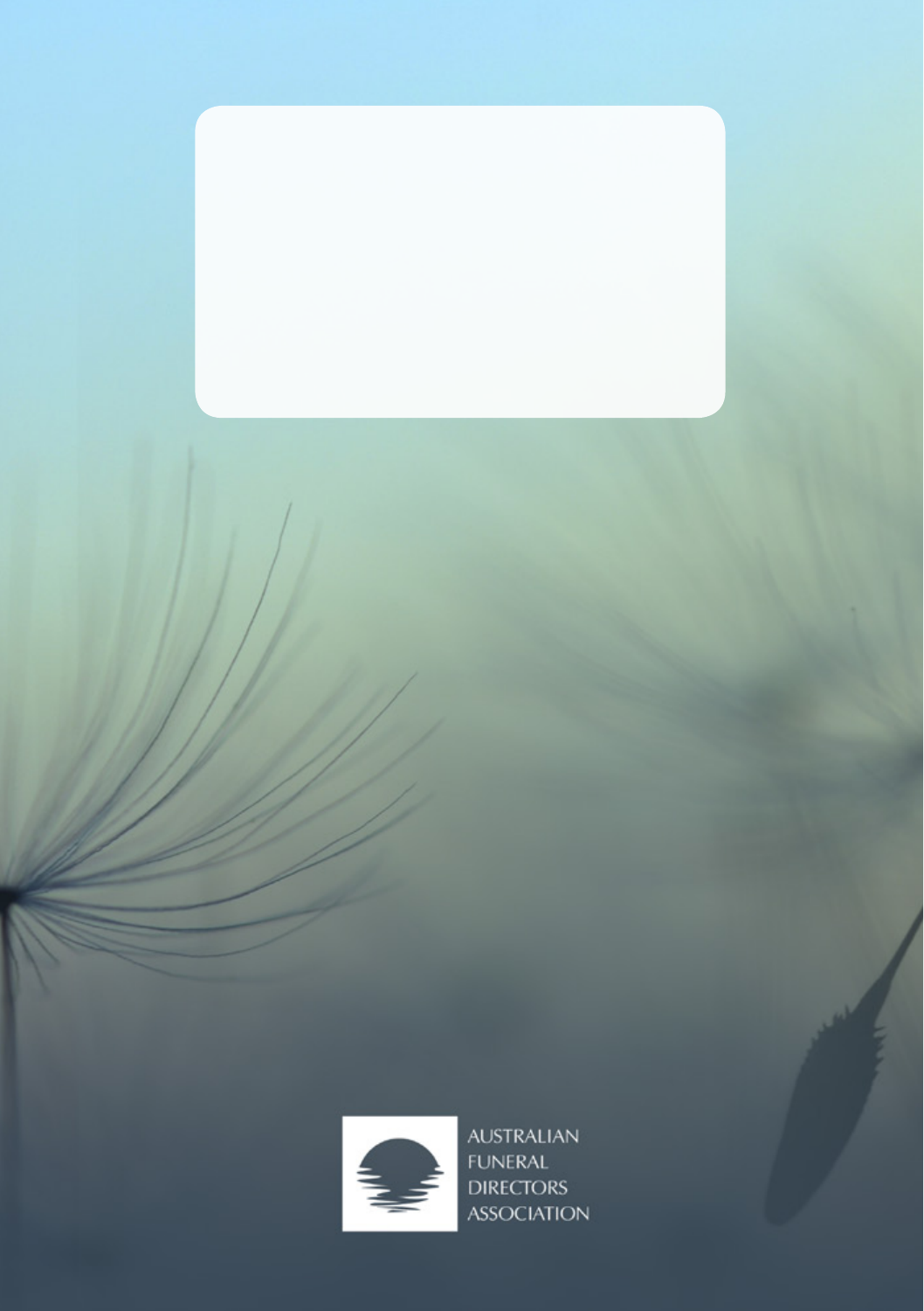AUSTRALIAN
FUNERAL
DIRECTORS
ASSOCIATION